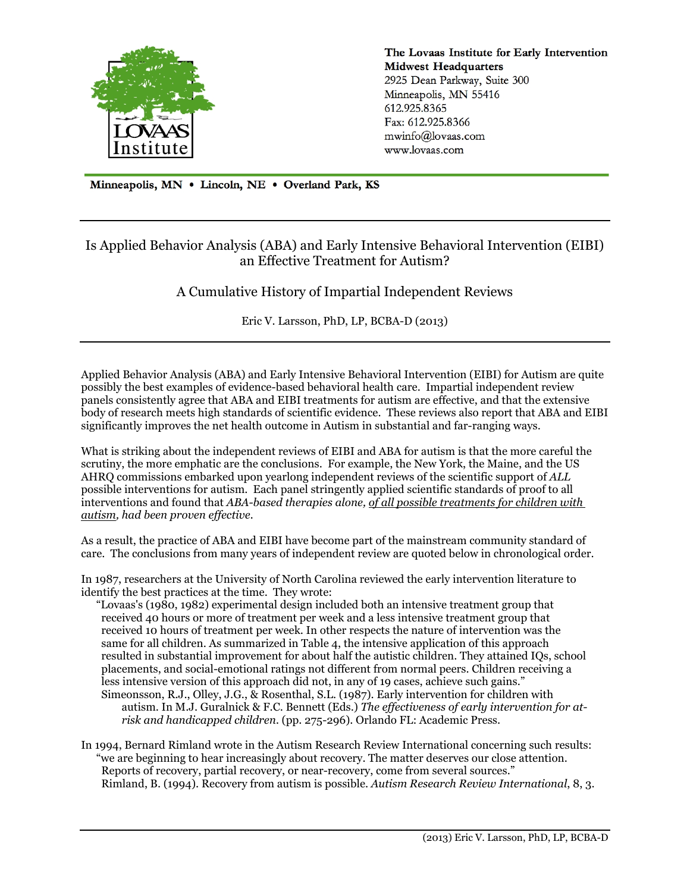**The Lovaas Institute for Early Intervention**
**Midwest Headquarters**
2925 Dean Parkway, Suite 300
Minneapolis, MN 55416
612.925.8365
Fax: 612.925.8366
mwinfo@lovaas.com
www.lovaas.com

**Minneapolis, MN • Lincoln, NE • Overland Park, KS**

# Is Applied Behavior Analysis (ABA) and Early Intensive Behavioral Intervention (EIBI) an Effective Treatment for Autism?

## A Cumulative History of Impartial Independent Reviews

Eric V. Larsson, PhD, LP, BCBA-D (2013)

Applied Behavior Analysis (ABA) and Early Intensive Behavioral Intervention (EIBI) for Autism are quite possibly the best examples of evidence-based behavioral health care. Impartial independent review panels consistently agree that ABA and EIBI treatments for autism are effective, and that the extensive body of research meets high standards of scientific evidence. These reviews also report that ABA and EIBI significantly improves the net health outcome in Autism in substantial and far-ranging ways.

What is striking about the independent reviews of EIBI and ABA for autism is that the more careful the scrutiny, the more emphatic are the conclusions. For example, the New York, the Maine, and the US AHRQ commissions embarked upon yearlong independent reviews of the scientific support of *ALL* possible interventions for autism. Each panel stringently applied scientific standards of proof to all interventions and found that *ABA-based therapies alone, <u>of all possible treatments for children with autism</u>, had been proven effective.*

As a result, the practice of ABA and EIBI have become part of the mainstream community standard of care. The conclusions from many years of independent review are quoted below in chronological order.

In 1987, researchers at the University of North Carolina reviewed the early intervention literature to identify the best practices at the time. They wrote:

> "Lovaas's (1980, 1982) experimental design included both an intensive treatment group that received 40 hours or more of treatment per week and a less intensive treatment group that received 10 hours of treatment per week. In other respects the nature of intervention was the same for all children. As summarized in Table 4, the intensive application of this approach resulted in substantial improvement for about half the autistic children. They attained IQs, school placements, and social-emotional ratings not different from normal peers. Children receiving a less intensive version of this approach did not, in any of 19 cases, achieve such gains."
> Simeonsson, R.J., Olley, J.G., & Rosenthal, S.L. (1987). Early intervention for children with autism. In M.J. Guralnick & F.C. Bennett (Eds.) *The effectiveness of early intervention for at-risk and handicapped children.* (pp. 275-296). Orlando FL: Academic Press.

In 1994, Bernard Rimland wrote in the Autism Research Review International concerning such results:

> "we are beginning to hear increasingly about recovery. The matter deserves our close attention. Reports of recovery, partial recovery, or near-recovery, come from several sources."
> Rimland, B. (1994). Recovery from autism is possible. *Autism Research Review International*, 8, 3.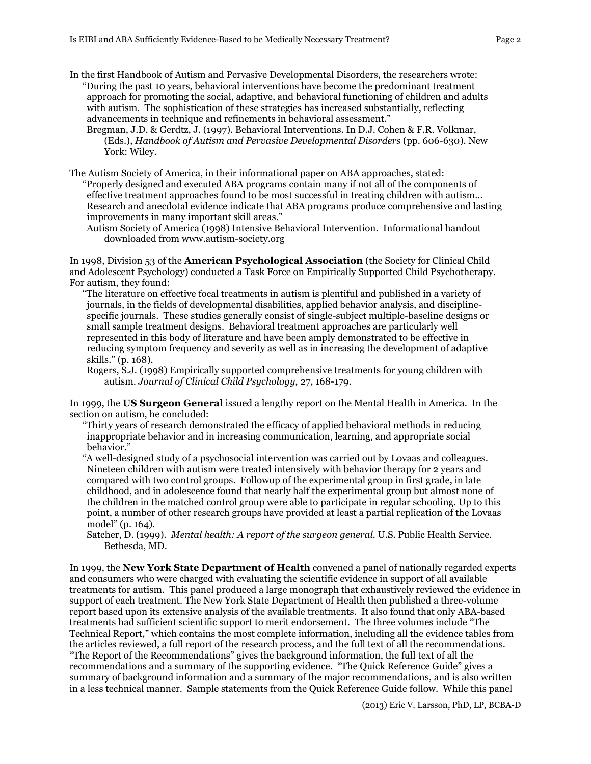In the first Handbook of Autism and Pervasive Developmental Disorders, the researchers wrote:

> "During the past 10 years, behavioral interventions have become the predominant treatment approach for promoting the social, adaptive, and behavioral functioning of children and adults with autism. The sophistication of these strategies has increased substantially, reflecting advancements in technique and refinements in behavioral assessment."
>
> Bregman, J.D. & Gerdtz, J. (1997). Behavioral Interventions. In D.J. Cohen & F.R. Volkmar, (Eds.), *Handbook of Autism and Pervasive Developmental Disorders* (pp. 606-630). New York: Wiley.

The Autism Society of America, in their informational paper on ABA approaches, stated:

> "Properly designed and executed ABA programs contain many if not all of the components of effective treatment approaches found to be most successful in treating children with autism… Research and anecdotal evidence indicate that ABA programs produce comprehensive and lasting improvements in many important skill areas."
>
> Autism Society of America (1998) Intensive Behavioral Intervention. Informational handout downloaded from www.autism-society.org

In 1998, Division 53 of the **American Psychological Association** (the Society for Clinical Child and Adolescent Psychology) conducted a Task Force on Empirically Supported Child Psychotherapy. For autism, they found:

> "The literature on effective focal treatments in autism is plentiful and published in a variety of journals, in the fields of developmental disabilities, applied behavior analysis, and discipline-specific journals. These studies generally consist of single-subject multiple-baseline designs or small sample treatment designs. Behavioral treatment approaches are particularly well represented in this body of literature and have been amply demonstrated to be effective in reducing symptom frequency and severity as well as in increasing the development of adaptive skills." (p. 168).
>
> Rogers, S.J. (1998) Empirically supported comprehensive treatments for young children with autism. *Journal of Clinical Child Psychology,* 27, 168-179.

In 1999, the **US Surgeon General** issued a lengthy report on the Mental Health in America. In the section on autism, he concluded:

> "Thirty years of research demonstrated the efficacy of applied behavioral methods in reducing inappropriate behavior and in increasing communication, learning, and appropriate social behavior."
>
> "A well-designed study of a psychosocial intervention was carried out by Lovaas and colleagues. Nineteen children with autism were treated intensively with behavior therapy for 2 years and compared with two control groups. Followup of the experimental group in first grade, in late childhood, and in adolescence found that nearly half the experimental group but almost none of the children in the matched control group were able to participate in regular schooling. Up to this point, a number of other research groups have provided at least a partial replication of the Lovaas model" (p. 164).
>
> Satcher, D. (1999). *Mental health: A report of the surgeon general.* U.S. Public Health Service. Bethesda, MD.

In 1999, the **New York State Department of Health** convened a panel of nationally regarded experts and consumers who were charged with evaluating the scientific evidence in support of all available treatments for autism. This panel produced a large monograph that exhaustively reviewed the evidence in support of each treatment. The New York State Department of Health then published a three-volume report based upon its extensive analysis of the available treatments. It also found that only ABA-based treatments had sufficient scientific support to merit endorsement. The three volumes include "The Technical Report," which contains the most complete information, including all the evidence tables from the articles reviewed, a full report of the research process, and the full text of all the recommendations. "The Report of the Recommendations" gives the background information, the full text of all the recommendations and a summary of the supporting evidence. "The Quick Reference Guide" gives a summary of background information and a summary of the major recommendations, and is also written in a less technical manner. Sample statements from the Quick Reference Guide follow. While this panel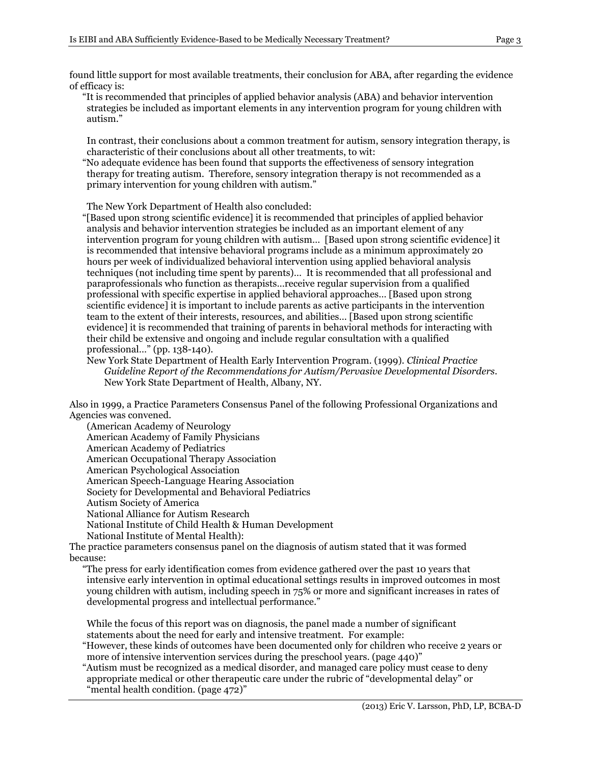found little support for most available treatments, their conclusion for ABA, after regarding the evidence of efficacy is:

> "It is recommended that principles of applied behavior analysis (ABA) and behavior intervention strategies be included as important elements in any intervention program for young children with autism."

In contrast, their conclusions about a common treatment for autism, sensory integration therapy, is characteristic of their conclusions about all other treatments, to wit:

> "No adequate evidence has been found that supports the effectiveness of sensory integration therapy for treating autism. Therefore, sensory integration therapy is not recommended as a primary intervention for young children with autism."

The New York Department of Health also concluded:

> "[Based upon strong scientific evidence] it is recommended that principles of applied behavior analysis and behavior intervention strategies be included as an important element of any intervention program for young children with autism… [Based upon strong scientific evidence] it is recommended that intensive behavioral programs include as a minimum approximately 20 hours per week of individualized behavioral intervention using applied behavioral analysis techniques (not including time spent by parents)… It is recommended that all professional and paraprofessionals who function as therapists…receive regular supervision from a qualified professional with specific expertise in applied behavioral approaches… [Based upon strong scientific evidence] it is important to include parents as active participants in the intervention team to the extent of their interests, resources, and abilities… [Based upon strong scientific evidence] it is recommended that training of parents in behavioral methods for interacting with their child be extensive and ongoing and include regular consultation with a qualified professional…" (pp. 138-140).

New York State Department of Health Early Intervention Program. (1999). *Clinical Practice Guideline Report of the Recommendations for Autism/Pervasive Developmental Disorders*. New York State Department of Health, Albany, NY.

Also in 1999, a Practice Parameters Consensus Panel of the following Professional Organizations and Agencies was convened.

(American Academy of Neurology
American Academy of Family Physicians
American Academy of Pediatrics
American Occupational Therapy Association
American Psychological Association
American Speech-Language Hearing Association
Society for Developmental and Behavioral Pediatrics
Autism Society of America
National Alliance for Autism Research
National Institute of Child Health & Human Development
National Institute of Mental Health):

The practice parameters consensus panel on the diagnosis of autism stated that it was formed because:

> "The press for early identification comes from evidence gathered over the past 10 years that intensive early intervention in optimal educational settings results in improved outcomes in most young children with autism, including speech in 75% or more and significant increases in rates of developmental progress and intellectual performance."

While the focus of this report was on diagnosis, the panel made a number of significant statements about the need for early and intensive treatment. For example:

> "However, these kinds of outcomes have been documented only for children who receive 2 years or more of intensive intervention services during the preschool years. (page 440)"

> "Autism must be recognized as a medical disorder, and managed care policy must cease to deny appropriate medical or other therapeutic care under the rubric of "developmental delay" or "mental health condition. (page 472)"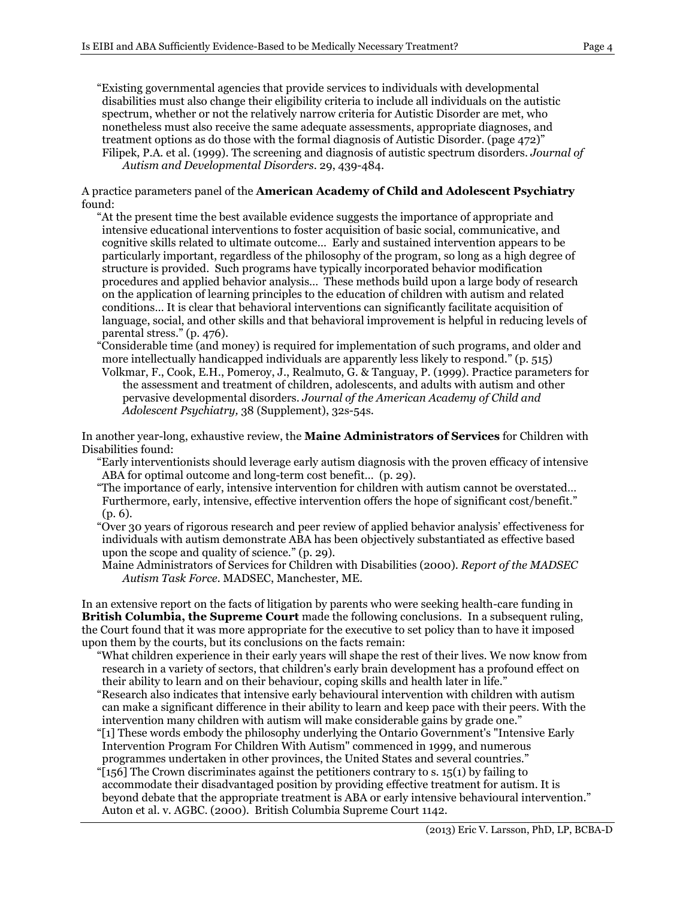"Existing governmental agencies that provide services to individuals with developmental disabilities must also change their eligibility criteria to include all individuals on the autistic spectrum, whether or not the relatively narrow criteria for Autistic Disorder are met, who nonetheless must also receive the same adequate assessments, appropriate diagnoses, and treatment options as do those with the formal diagnosis of Autistic Disorder. (page 472)"
Filipek, P.A. et al. (1999). The screening and diagnosis of autistic spectrum disorders. *Journal of Autism and Developmental Disorders*. 29, 439-484.

A practice parameters panel of the **American Academy of Child and Adolescent Psychiatry** found:

"At the present time the best available evidence suggests the importance of appropriate and intensive educational interventions to foster acquisition of basic social, communicative, and cognitive skills related to ultimate outcome… Early and sustained intervention appears to be particularly important, regardless of the philosophy of the program, so long as a high degree of structure is provided. Such programs have typically incorporated behavior modification procedures and applied behavior analysis… These methods build upon a large body of research on the application of learning principles to the education of children with autism and related conditions… It is clear that behavioral interventions can significantly facilitate acquisition of language, social, and other skills and that behavioral improvement is helpful in reducing levels of parental stress." (p. 476).

"Considerable time (and money) is required for implementation of such programs, and older and more intellectually handicapped individuals are apparently less likely to respond." (p. 515)
Volkmar, F., Cook, E.H., Pomeroy, J., Realmuto, G. & Tanguay, P. (1999). Practice parameters for the assessment and treatment of children, adolescents, and adults with autism and other pervasive developmental disorders. *Journal of the American Academy of Child and Adolescent Psychiatry,* 38 (Supplement), 32s-54s.

In another year-long, exhaustive review, the **Maine Administrators of Services** for Children with Disabilities found:

"Early interventionists should leverage early autism diagnosis with the proven efficacy of intensive ABA for optimal outcome and long-term cost benefit… (p. 29).

"The importance of early, intensive intervention for children with autism cannot be overstated… Furthermore, early, intensive, effective intervention offers the hope of significant cost/benefit." (p. 6).

"Over 30 years of rigorous research and peer review of applied behavior analysis' effectiveness for individuals with autism demonstrate ABA has been objectively substantiated as effective based upon the scope and quality of science." (p. 29).
Maine Administrators of Services for Children with Disabilities (2000). *Report of the MADSEC Autism Task Force*. MADSEC, Manchester, ME.

In an extensive report on the facts of litigation by parents who were seeking health-care funding in **British Columbia, the Supreme Court** made the following conclusions. In a subsequent ruling, the Court found that it was more appropriate for the executive to set policy than to have it imposed upon them by the courts, but its conclusions on the facts remain:

"What children experience in their early years will shape the rest of their lives. We now know from research in a variety of sectors, that children's early brain development has a profound effect on their ability to learn and on their behaviour, coping skills and health later in life."

"Research also indicates that intensive early behavioural intervention with children with autism can make a significant difference in their ability to learn and keep pace with their peers. With the intervention many children with autism will make considerable gains by grade one."

"[1] These words embody the philosophy underlying the Ontario Government's "Intensive Early Intervention Program For Children With Autism" commenced in 1999, and numerous programmes undertaken in other provinces, the United States and several countries."

"[156] The Crown discriminates against the petitioners contrary to s. 15(1) by failing to accommodate their disadvantaged position by providing effective treatment for autism. It is beyond debate that the appropriate treatment is ABA or early intensive behavioural intervention."
Auton et al. v. AGBC. (2000). British Columbia Supreme Court 1142.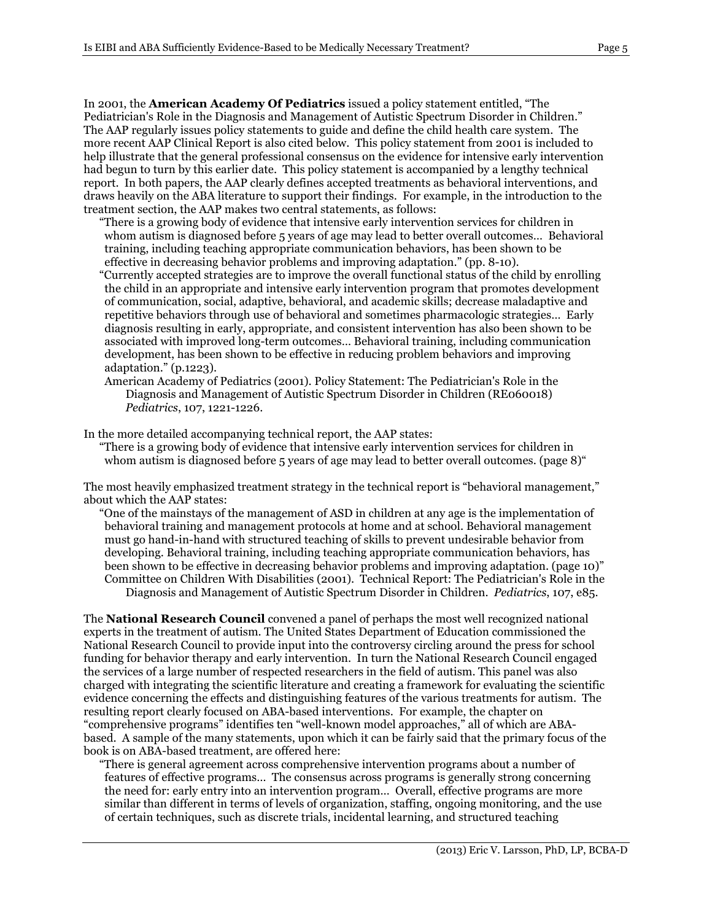In 2001, the **American Academy Of Pediatrics** issued a policy statement entitled, "The Pediatrician's Role in the Diagnosis and Management of Autistic Spectrum Disorder in Children." The AAP regularly issues policy statements to guide and define the child health care system. The more recent AAP Clinical Report is also cited below. This policy statement from 2001 is included to help illustrate that the general professional consensus on the evidence for intensive early intervention had begun to turn by this earlier date. This policy statement is accompanied by a lengthy technical report. In both papers, the AAP clearly defines accepted treatments as behavioral interventions, and draws heavily on the ABA literature to support their findings. For example, in the introduction to the treatment section, the AAP makes two central statements, as follows:

> "There is a growing body of evidence that intensive early intervention services for children in whom autism is diagnosed before 5 years of age may lead to better overall outcomes… Behavioral training, including teaching appropriate communication behaviors, has been shown to be effective in decreasing behavior problems and improving adaptation." (pp. 8-10).
>
> "Currently accepted strategies are to improve the overall functional status of the child by enrolling the child in an appropriate and intensive early intervention program that promotes development of communication, social, adaptive, behavioral, and academic skills; decrease maladaptive and repetitive behaviors through use of behavioral and sometimes pharmacologic strategies… Early diagnosis resulting in early, appropriate, and consistent intervention has also been shown to be associated with improved long-term outcomes… Behavioral training, including communication development, has been shown to be effective in reducing problem behaviors and improving adaptation." (p.1223).
>
> American Academy of Pediatrics (2001). Policy Statement: The Pediatrician's Role in the Diagnosis and Management of Autistic Spectrum Disorder in Children (RE060018) *Pediatrics*, 107, 1221-1226.

In the more detailed accompanying technical report, the AAP states:

> "There is a growing body of evidence that intensive early intervention services for children in whom autism is diagnosed before 5 years of age may lead to better overall outcomes. (page 8)"

The most heavily emphasized treatment strategy in the technical report is "behavioral management," about which the AAP states:

> "One of the mainstays of the management of ASD in children at any age is the implementation of behavioral training and management protocols at home and at school. Behavioral management must go hand-in-hand with structured teaching of skills to prevent undesirable behavior from developing. Behavioral training, including teaching appropriate communication behaviors, has been shown to be effective in decreasing behavior problems and improving adaptation. (page 10)"
>
> Committee on Children With Disabilities (2001). Technical Report: The Pediatrician's Role in the Diagnosis and Management of Autistic Spectrum Disorder in Children. *Pediatrics*, 107, e85.

The **National Research Council** convened a panel of perhaps the most well recognized national experts in the treatment of autism. The United States Department of Education commissioned the National Research Council to provide input into the controversy circling around the press for school funding for behavior therapy and early intervention. In turn the National Research Council engaged the services of a large number of respected researchers in the field of autism. This panel was also charged with integrating the scientific literature and creating a framework for evaluating the scientific evidence concerning the effects and distinguishing features of the various treatments for autism. The resulting report clearly focused on ABA-based interventions. For example, the chapter on "comprehensive programs" identifies ten "well-known model approaches," all of which are ABA-based. A sample of the many statements, upon which it can be fairly said that the primary focus of the book is on ABA-based treatment, are offered here:

> "There is general agreement across comprehensive intervention programs about a number of features of effective programs… The consensus across programs is generally strong concerning the need for: early entry into an intervention program… Overall, effective programs are more similar than different in terms of levels of organization, staffing, ongoing monitoring, and the use of certain techniques, such as discrete trials, incidental learning, and structured teaching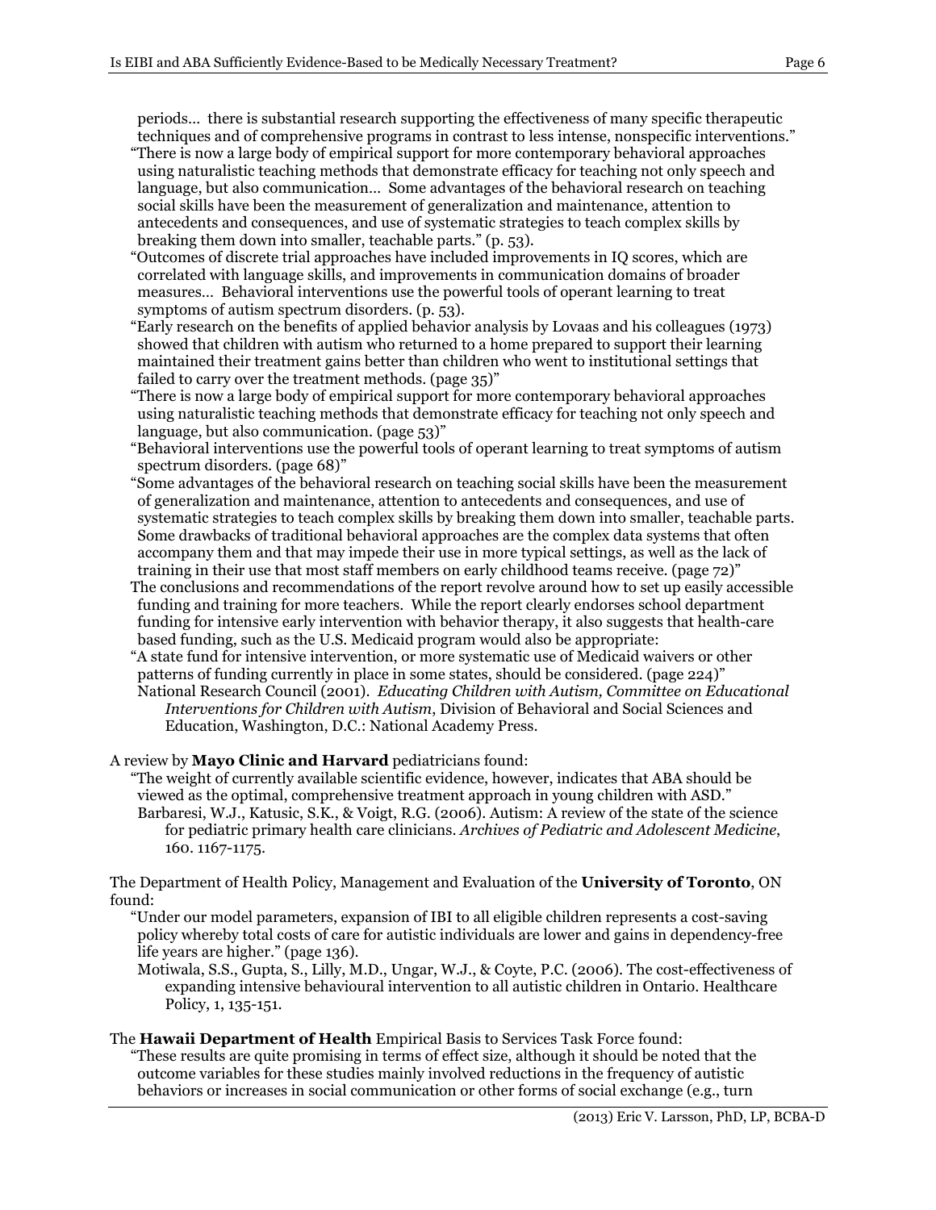periods… there is substantial research supporting the effectiveness of many specific therapeutic techniques and of comprehensive programs in contrast to less intense, nonspecific interventions."

"There is now a large body of empirical support for more contemporary behavioral approaches using naturalistic teaching methods that demonstrate efficacy for teaching not only speech and language, but also communication… Some advantages of the behavioral research on teaching social skills have been the measurement of generalization and maintenance, attention to antecedents and consequences, and use of systematic strategies to teach complex skills by breaking them down into smaller, teachable parts." (p. 53).

"Outcomes of discrete trial approaches have included improvements in IQ scores, which are correlated with language skills, and improvements in communication domains of broader measures… Behavioral interventions use the powerful tools of operant learning to treat symptoms of autism spectrum disorders. (p. 53).

"Early research on the benefits of applied behavior analysis by Lovaas and his colleagues (1973) showed that children with autism who returned to a home prepared to support their learning maintained their treatment gains better than children who went to institutional settings that failed to carry over the treatment methods. (page 35)"

"There is now a large body of empirical support for more contemporary behavioral approaches using naturalistic teaching methods that demonstrate efficacy for teaching not only speech and language, but also communication. (page 53)"

"Behavioral interventions use the powerful tools of operant learning to treat symptoms of autism spectrum disorders. (page 68)"

"Some advantages of the behavioral research on teaching social skills have been the measurement of generalization and maintenance, attention to antecedents and consequences, and use of systematic strategies to teach complex skills by breaking them down into smaller, teachable parts. Some drawbacks of traditional behavioral approaches are the complex data systems that often accompany them and that may impede their use in more typical settings, as well as the lack of training in their use that most staff members on early childhood teams receive. (page 72)"

The conclusions and recommendations of the report revolve around how to set up easily accessible funding and training for more teachers. While the report clearly endorses school department funding for intensive early intervention with behavior therapy, it also suggests that health-care based funding, such as the U.S. Medicaid program would also be appropriate:

"A state fund for intensive intervention, or more systematic use of Medicaid waivers or other patterns of funding currently in place in some states, should be considered. (page 224)"

National Research Council (2001). *Educating Children with Autism, Committee on Educational Interventions for Children with Autism*, Division of Behavioral and Social Sciences and Education, Washington, D.C.: National Academy Press.

A review by **Mayo Clinic and Harvard** pediatricians found:

"The weight of currently available scientific evidence, however, indicates that ABA should be viewed as the optimal, comprehensive treatment approach in young children with ASD."

Barbaresi, W.J., Katusic, S.K., & Voigt, R.G. (2006). Autism: A review of the state of the science for pediatric primary health care clinicians. *Archives of Pediatric and Adolescent Medicine*, 160. 1167-1175.

The Department of Health Policy, Management and Evaluation of the **University of Toronto**, ON found:

"Under our model parameters, expansion of IBI to all eligible children represents a cost-saving policy whereby total costs of care for autistic individuals are lower and gains in dependency-free life years are higher." (page 136).

Motiwala, S.S., Gupta, S., Lilly, M.D., Ungar, W.J., & Coyte, P.C. (2006). The cost-effectiveness of expanding intensive behavioural intervention to all autistic children in Ontario. Healthcare Policy, 1, 135-151.

The **Hawaii Department of Health** Empirical Basis to Services Task Force found:

"These results are quite promising in terms of effect size, although it should be noted that the outcome variables for these studies mainly involved reductions in the frequency of autistic behaviors or increases in social communication or other forms of social exchange (e.g., turn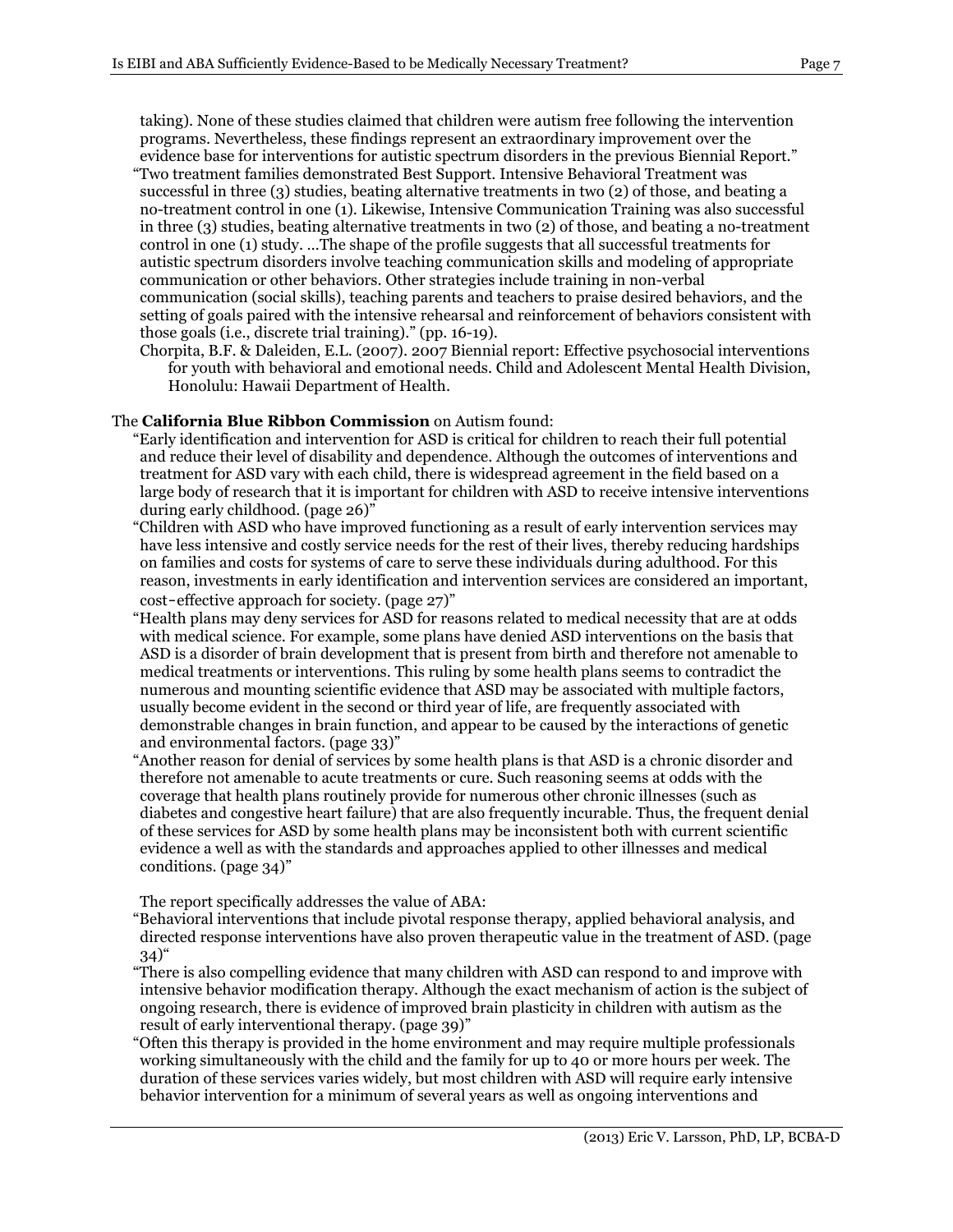taking). None of these studies claimed that children were autism free following the intervention programs. Nevertheless, these findings represent an extraordinary improvement over the evidence base for interventions for autistic spectrum disorders in the previous Biennial Report."

"Two treatment families demonstrated Best Support. Intensive Behavioral Treatment was successful in three (3) studies, beating alternative treatments in two (2) of those, and beating a no-treatment control in one (1). Likewise, Intensive Communication Training was also successful in three (3) studies, beating alternative treatments in two (2) of those, and beating a no-treatment control in one (1) study. …The shape of the profile suggests that all successful treatments for autistic spectrum disorders involve teaching communication skills and modeling of appropriate communication or other behaviors. Other strategies include training in non-verbal communication (social skills), teaching parents and teachers to praise desired behaviors, and the setting of goals paired with the intensive rehearsal and reinforcement of behaviors consistent with those goals (i.e., discrete trial training)." (pp. 16-19).

Chorpita, B.F. & Daleiden, E.L. (2007). 2007 Biennial report: Effective psychosocial interventions for youth with behavioral and emotional needs. Child and Adolescent Mental Health Division, Honolulu: Hawaii Department of Health.

The **California Blue Ribbon Commission** on Autism found:

"Early identification and intervention for ASD is critical for children to reach their full potential and reduce their level of disability and dependence. Although the outcomes of interventions and treatment for ASD vary with each child, there is widespread agreement in the field based on a large body of research that it is important for children with ASD to receive intensive interventions during early childhood. (page 26)"

"Children with ASD who have improved functioning as a result of early intervention services may have less intensive and costly service needs for the rest of their lives, thereby reducing hardships on families and costs for systems of care to serve these individuals during adulthood. For this reason, investments in early identification and intervention services are considered an important, cost‐effective approach for society. (page 27)"

"Health plans may deny services for ASD for reasons related to medical necessity that are at odds with medical science. For example, some plans have denied ASD interventions on the basis that ASD is a disorder of brain development that is present from birth and therefore not amenable to medical treatments or interventions. This ruling by some health plans seems to contradict the numerous and mounting scientific evidence that ASD may be associated with multiple factors, usually become evident in the second or third year of life, are frequently associated with demonstrable changes in brain function, and appear to be caused by the interactions of genetic and environmental factors. (page 33)"

"Another reason for denial of services by some health plans is that ASD is a chronic disorder and therefore not amenable to acute treatments or cure. Such reasoning seems at odds with the coverage that health plans routinely provide for numerous other chronic illnesses (such as diabetes and congestive heart failure) that are also frequently incurable. Thus, the frequent denial of these services for ASD by some health plans may be inconsistent both with current scientific evidence a well as with the standards and approaches applied to other illnesses and medical conditions. (page 34)"

The report specifically addresses the value of ABA:

"Behavioral interventions that include pivotal response therapy, applied behavioral analysis, and directed response interventions have also proven therapeutic value in the treatment of ASD. (page 34)"

"There is also compelling evidence that many children with ASD can respond to and improve with intensive behavior modification therapy. Although the exact mechanism of action is the subject of ongoing research, there is evidence of improved brain plasticity in children with autism as the result of early interventional therapy. (page 39)"

"Often this therapy is provided in the home environment and may require multiple professionals working simultaneously with the child and the family for up to 40 or more hours per week. The duration of these services varies widely, but most children with ASD will require early intensive behavior intervention for a minimum of several years as well as ongoing interventions and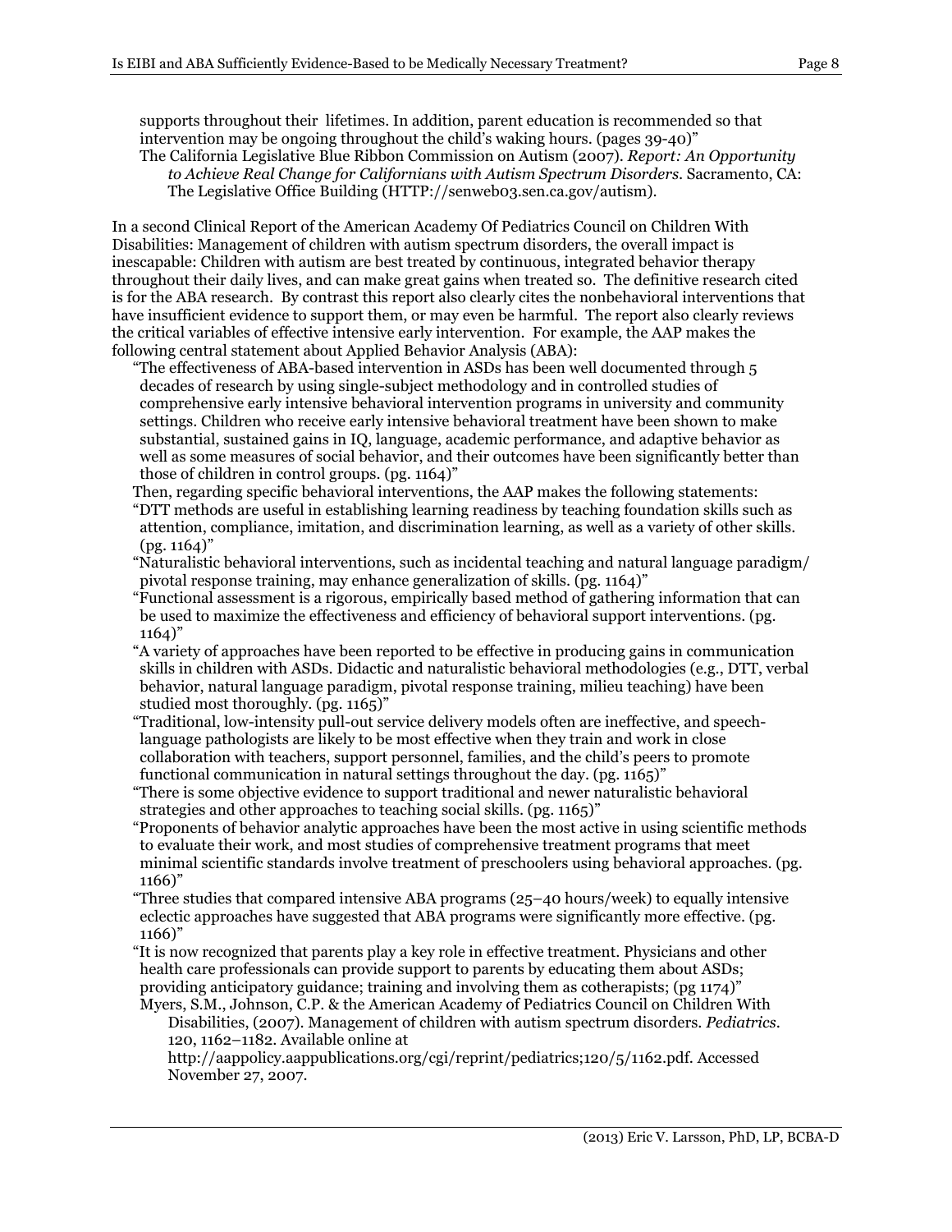supports throughout their lifetimes. In addition, parent education is recommended so that intervention may be ongoing throughout the child's waking hours. (pages 39-40)"

The California Legislative Blue Ribbon Commission on Autism (2007). *Report: An Opportunity to Achieve Real Change for Californians with Autism Spectrum Disorders.* Sacramento, CA: The Legislative Office Building (HTTP://senweb03.sen.ca.gov/autism).

In a second Clinical Report of the American Academy Of Pediatrics Council on Children With Disabilities: Management of children with autism spectrum disorders, the overall impact is inescapable: Children with autism are best treated by continuous, integrated behavior therapy throughout their daily lives, and can make great gains when treated so. The definitive research cited is for the ABA research. By contrast this report also clearly cites the nonbehavioral interventions that have insufficient evidence to support them, or may even be harmful. The report also clearly reviews the critical variables of effective intensive early intervention. For example, the AAP makes the following central statement about Applied Behavior Analysis (ABA):

"The effectiveness of ABA-based intervention in ASDs has been well documented through 5 decades of research by using single-subject methodology and in controlled studies of comprehensive early intensive behavioral intervention programs in university and community settings. Children who receive early intensive behavioral treatment have been shown to make substantial, sustained gains in IQ, language, academic performance, and adaptive behavior as well as some measures of social behavior, and their outcomes have been significantly better than those of children in control groups. (pg. 1164)"

Then, regarding specific behavioral interventions, the AAP makes the following statements:

"DTT methods are useful in establishing learning readiness by teaching foundation skills such as attention, compliance, imitation, and discrimination learning, as well as a variety of other skills. (pg. 1164)"

"Naturalistic behavioral interventions, such as incidental teaching and natural language paradigm/ pivotal response training, may enhance generalization of skills. (pg. 1164)"

"Functional assessment is a rigorous, empirically based method of gathering information that can be used to maximize the effectiveness and efficiency of behavioral support interventions. (pg. 1164)"

"A variety of approaches have been reported to be effective in producing gains in communication skills in children with ASDs. Didactic and naturalistic behavioral methodologies (e.g., DTT, verbal behavior, natural language paradigm, pivotal response training, milieu teaching) have been studied most thoroughly. (pg. 1165)"

"Traditional, low-intensity pull-out service delivery models often are ineffective, and speech-language pathologists are likely to be most effective when they train and work in close collaboration with teachers, support personnel, families, and the child's peers to promote functional communication in natural settings throughout the day. (pg. 1165)"

"There is some objective evidence to support traditional and newer naturalistic behavioral strategies and other approaches to teaching social skills. (pg. 1165)"

"Proponents of behavior analytic approaches have been the most active in using scientific methods to evaluate their work, and most studies of comprehensive treatment programs that meet minimal scientific standards involve treatment of preschoolers using behavioral approaches. (pg. 1166)"

"Three studies that compared intensive ABA programs (25–40 hours/week) to equally intensive eclectic approaches have suggested that ABA programs were significantly more effective. (pg. 1166)"

"It is now recognized that parents play a key role in effective treatment. Physicians and other health care professionals can provide support to parents by educating them about ASDs; providing anticipatory guidance; training and involving them as cotherapists; (pg 1174)"

Myers, S.M., Johnson, C.P. & the American Academy of Pediatrics Council on Children With Disabilities, (2007). Management of children with autism spectrum disorders. *Pediatrics*. 120, 1162–1182. Available online at http://aappolicy.aappublications.org/cgi/reprint/pediatrics;120/5/1162.pdf. Accessed November 27, 2007.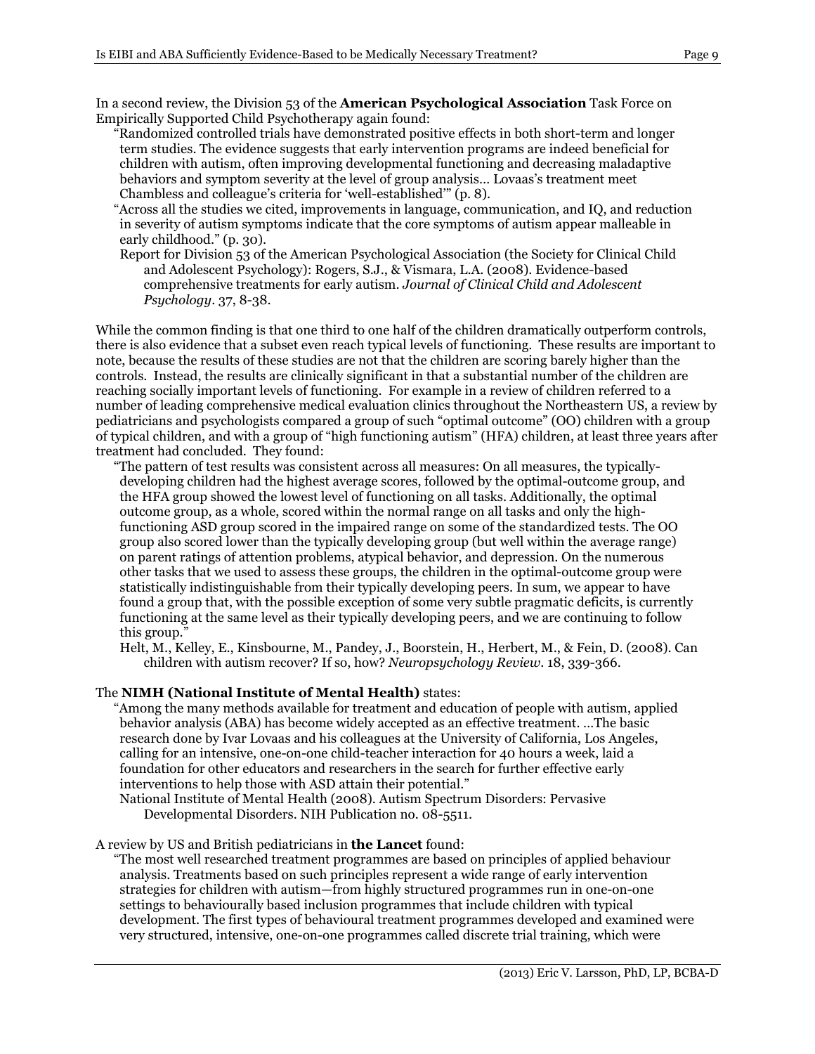In a second review, the Division 53 of the **American Psychological Association** Task Force on Empirically Supported Child Psychotherapy again found:

> "Randomized controlled trials have demonstrated positive effects in both short-term and longer term studies. The evidence suggests that early intervention programs are indeed beneficial for children with autism, often improving developmental functioning and decreasing maladaptive behaviors and symptom severity at the level of group analysis… Lovaas's treatment meet Chambless and colleague's criteria for 'well-established'" (p. 8).
>
> "Across all the studies we cited, improvements in language, communication, and IQ, and reduction in severity of autism symptoms indicate that the core symptoms of autism appear malleable in early childhood." (p. 30).
>
> Report for Division 53 of the American Psychological Association (the Society for Clinical Child and Adolescent Psychology): Rogers, S.J., & Vismara, L.A. (2008). Evidence-based comprehensive treatments for early autism. *Journal of Clinical Child and Adolescent Psychology*. 37, 8-38.

While the common finding is that one third to one half of the children dramatically outperform controls, there is also evidence that a subset even reach typical levels of functioning. These results are important to note, because the results of these studies are not that the children are scoring barely higher than the controls. Instead, the results are clinically significant in that a substantial number of the children are reaching socially important levels of functioning. For example in a review of children referred to a number of leading comprehensive medical evaluation clinics throughout the Northeastern US, a review by pediatricians and psychologists compared a group of such "optimal outcome" (OO) children with a group of typical children, and with a group of "high functioning autism" (HFA) children, at least three years after treatment had concluded. They found:

> "The pattern of test results was consistent across all measures: On all measures, the typically-developing children had the highest average scores, followed by the optimal-outcome group, and the HFA group showed the lowest level of functioning on all tasks. Additionally, the optimal outcome group, as a whole, scored within the normal range on all tasks and only the high-functioning ASD group scored in the impaired range on some of the standardized tests. The OO group also scored lower than the typically developing group (but well within the average range) on parent ratings of attention problems, atypical behavior, and depression. On the numerous other tasks that we used to assess these groups, the children in the optimal-outcome group were statistically indistinguishable from their typically developing peers. In sum, we appear to have found a group that, with the possible exception of some very subtle pragmatic deficits, is currently functioning at the same level as their typically developing peers, and we are continuing to follow this group."
>
> Helt, M., Kelley, E., Kinsbourne, M., Pandey, J., Boorstein, H., Herbert, M., & Fein, D. (2008). Can children with autism recover? If so, how? *Neuropsychology Review*. 18, 339-366.

The **NIMH (National Institute of Mental Health)** states:

> "Among the many methods available for treatment and education of people with autism, applied behavior analysis (ABA) has become widely accepted as an effective treatment. …The basic research done by Ivar Lovaas and his colleagues at the University of California, Los Angeles, calling for an intensive, one-on-one child-teacher interaction for 40 hours a week, laid a foundation for other educators and researchers in the search for further effective early interventions to help those with ASD attain their potential."
>
> National Institute of Mental Health (2008). Autism Spectrum Disorders: Pervasive Developmental Disorders. NIH Publication no. 08-5511.

A review by US and British pediatricians in **the Lancet** found:

> "The most well researched treatment programmes are based on principles of applied behaviour analysis. Treatments based on such principles represent a wide range of early intervention strategies for children with autism—from highly structured programmes run in one-on-one settings to behaviourally based inclusion programmes that include children with typical development. The first types of behavioural treatment programmes developed and examined were very structured, intensive, one-on-one programmes called discrete trial training, which were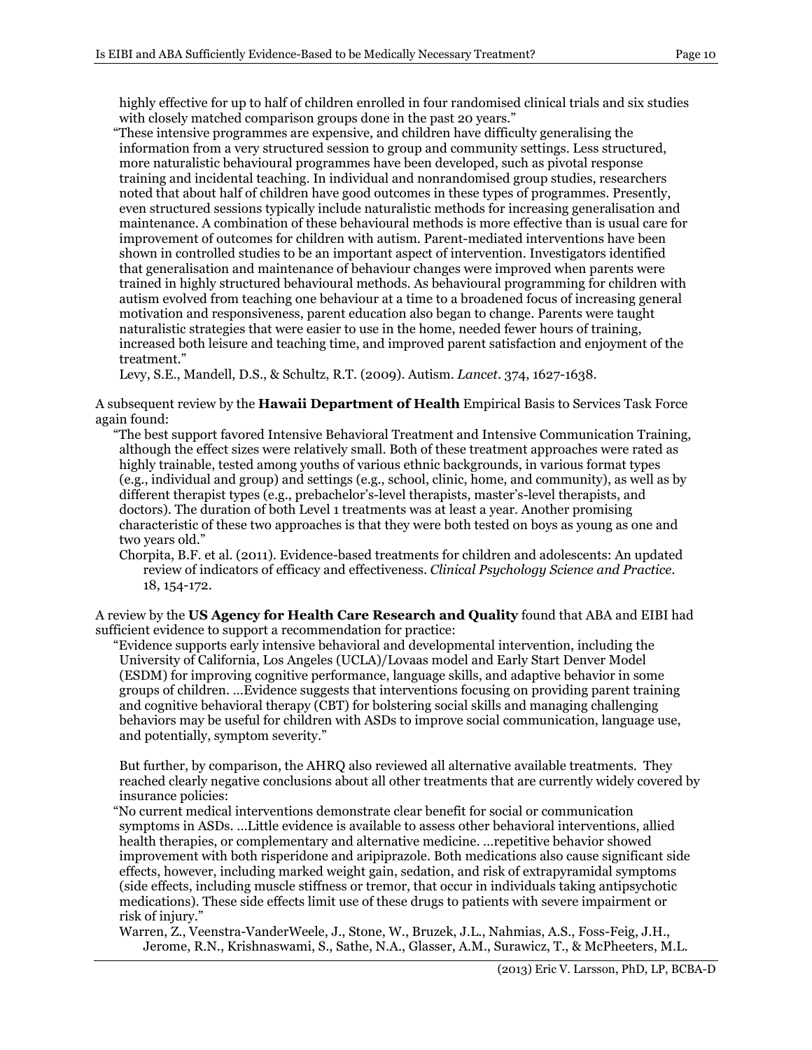highly effective for up to half of children enrolled in four randomised clinical trials and six studies with closely matched comparison groups done in the past 20 years."

"These intensive programmes are expensive, and children have difficulty generalising the information from a very structured session to group and community settings. Less structured, more naturalistic behavioural programmes have been developed, such as pivotal response training and incidental teaching. In individual and nonrandomised group studies, researchers noted that about half of children have good outcomes in these types of programmes. Presently, even structured sessions typically include naturalistic methods for increasing generalisation and maintenance. A combination of these behavioural methods is more effective than is usual care for improvement of outcomes for children with autism. Parent-mediated interventions have been shown in controlled studies to be an important aspect of intervention. Investigators identified that generalisation and maintenance of behaviour changes were improved when parents were trained in highly structured behavioural methods. As behavioural programming for children with autism evolved from teaching one behaviour at a time to a broadened focus of increasing general motivation and responsiveness, parent education also began to change. Parents were taught naturalistic strategies that were easier to use in the home, needed fewer hours of training, increased both leisure and teaching time, and improved parent satisfaction and enjoyment of the treatment."

Levy, S.E., Mandell, D.S., & Schultz, R.T. (2009). Autism. *Lancet*. 374, 1627-1638.

A subsequent review by the **Hawaii Department of Health** Empirical Basis to Services Task Force again found:

"The best support favored Intensive Behavioral Treatment and Intensive Communication Training, although the effect sizes were relatively small. Both of these treatment approaches were rated as highly trainable, tested among youths of various ethnic backgrounds, in various format types (e.g., individual and group) and settings (e.g., school, clinic, home, and community), as well as by different therapist types (e.g., prebachelor's-level therapists, master's-level therapists, and doctors). The duration of both Level 1 treatments was at least a year. Another promising characteristic of these two approaches is that they were both tested on boys as young as one and two years old."

Chorpita, B.F. et al. (2011). Evidence-based treatments for children and adolescents: An updated review of indicators of efficacy and effectiveness. *Clinical Psychology Science and Practice*. 18, 154-172.

A review by the **US Agency for Health Care Research and Quality** found that ABA and EIBI had sufficient evidence to support a recommendation for practice:

"Evidence supports early intensive behavioral and developmental intervention, including the University of California, Los Angeles (UCLA)/Lovaas model and Early Start Denver Model (ESDM) for improving cognitive performance, language skills, and adaptive behavior in some groups of children. …Evidence suggests that interventions focusing on providing parent training and cognitive behavioral therapy (CBT) for bolstering social skills and managing challenging behaviors may be useful for children with ASDs to improve social communication, language use, and potentially, symptom severity."

But further, by comparison, the AHRQ also reviewed all alternative available treatments. They reached clearly negative conclusions about all other treatments that are currently widely covered by insurance policies:

"No current medical interventions demonstrate clear benefit for social or communication symptoms in ASDs. …Little evidence is available to assess other behavioral interventions, allied health therapies, or complementary and alternative medicine. …repetitive behavior showed improvement with both risperidone and aripiprazole. Both medications also cause significant side effects, however, including marked weight gain, sedation, and risk of extrapyramidal symptoms (side effects, including muscle stiffness or tremor, that occur in individuals taking antipsychotic medications). These side effects limit use of these drugs to patients with severe impairment or risk of injury."

Warren, Z., Veenstra-VanderWeele, J., Stone, W., Bruzek, J.L., Nahmias, A.S., Foss-Feig, J.H., Jerome, R.N., Krishnaswami, S., Sathe, N.A., Glasser, A.M., Surawicz, T., & McPheeters, M.L.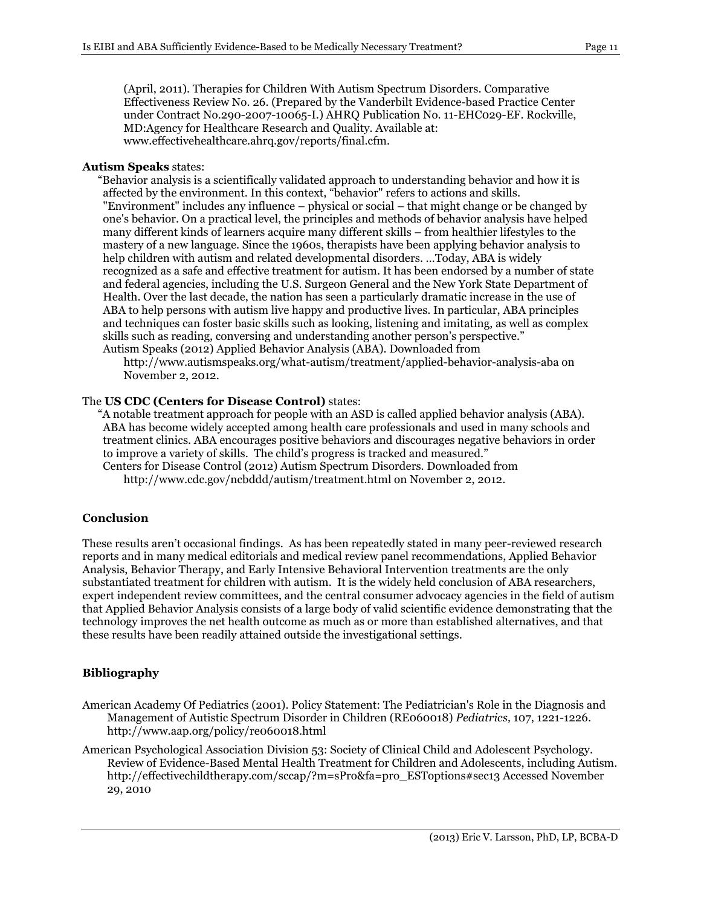(April, 2011). Therapies for Children With Autism Spectrum Disorders. Comparative Effectiveness Review No. 26. (Prepared by the Vanderbilt Evidence-based Practice Center under Contract No.290-2007-10065-I.) AHRQ Publication No. 11-EHC029-EF. Rockville, MD:Agency for Healthcare Research and Quality. Available at: www.effectivehealthcare.ahrq.gov/reports/final.cfm.

**Autism Speaks** states:

"Behavior analysis is a scientifically validated approach to understanding behavior and how it is affected by the environment. In this context, "behavior" refers to actions and skills. "Environment" includes any influence – physical or social – that might change or be changed by one's behavior. On a practical level, the principles and methods of behavior analysis have helped many different kinds of learners acquire many different skills – from healthier lifestyles to the mastery of a new language. Since the 1960s, therapists have been applying behavior analysis to help children with autism and related developmental disorders. …Today, ABA is widely recognized as a safe and effective treatment for autism. It has been endorsed by a number of state and federal agencies, including the U.S. Surgeon General and the New York State Department of Health. Over the last decade, the nation has seen a particularly dramatic increase in the use of ABA to help persons with autism live happy and productive lives. In particular, ABA principles and techniques can foster basic skills such as looking, listening and imitating, as well as complex skills such as reading, conversing and understanding another person's perspective."

Autism Speaks (2012) Applied Behavior Analysis (ABA). Downloaded from http://www.autismspeaks.org/what-autism/treatment/applied-behavior-analysis-aba on November 2, 2012.

The **US CDC (Centers for Disease Control)** states:

"A notable treatment approach for people with an ASD is called applied behavior analysis (ABA). ABA has become widely accepted among health care professionals and used in many schools and treatment clinics. ABA encourages positive behaviors and discourages negative behaviors in order to improve a variety of skills. The child's progress is tracked and measured."

Centers for Disease Control (2012) Autism Spectrum Disorders. Downloaded from http://www.cdc.gov/ncbddd/autism/treatment.html on November 2, 2012.

## Conclusion

These results aren't occasional findings. As has been repeatedly stated in many peer-reviewed research reports and in many medical editorials and medical review panel recommendations, Applied Behavior Analysis, Behavior Therapy, and Early Intensive Behavioral Intervention treatments are the only substantiated treatment for children with autism. It is the widely held conclusion of ABA researchers, expert independent review committees, and the central consumer advocacy agencies in the field of autism that Applied Behavior Analysis consists of a large body of valid scientific evidence demonstrating that the technology improves the net health outcome as much as or more than established alternatives, and that these results have been readily attained outside the investigational settings.

## Bibliography

American Academy Of Pediatrics (2001). Policy Statement: The Pediatrician's Role in the Diagnosis and Management of Autistic Spectrum Disorder in Children (RE060018) *Pediatrics,* 107, 1221-1226. http://www.aap.org/policy/re060018.html

American Psychological Association Division 53: Society of Clinical Child and Adolescent Psychology. Review of Evidence-Based Mental Health Treatment for Children and Adolescents, including Autism. http://effectivechildtherapy.com/sccap/?m=sPro&fa=pro_ESToptions#sec13 Accessed November 29, 2010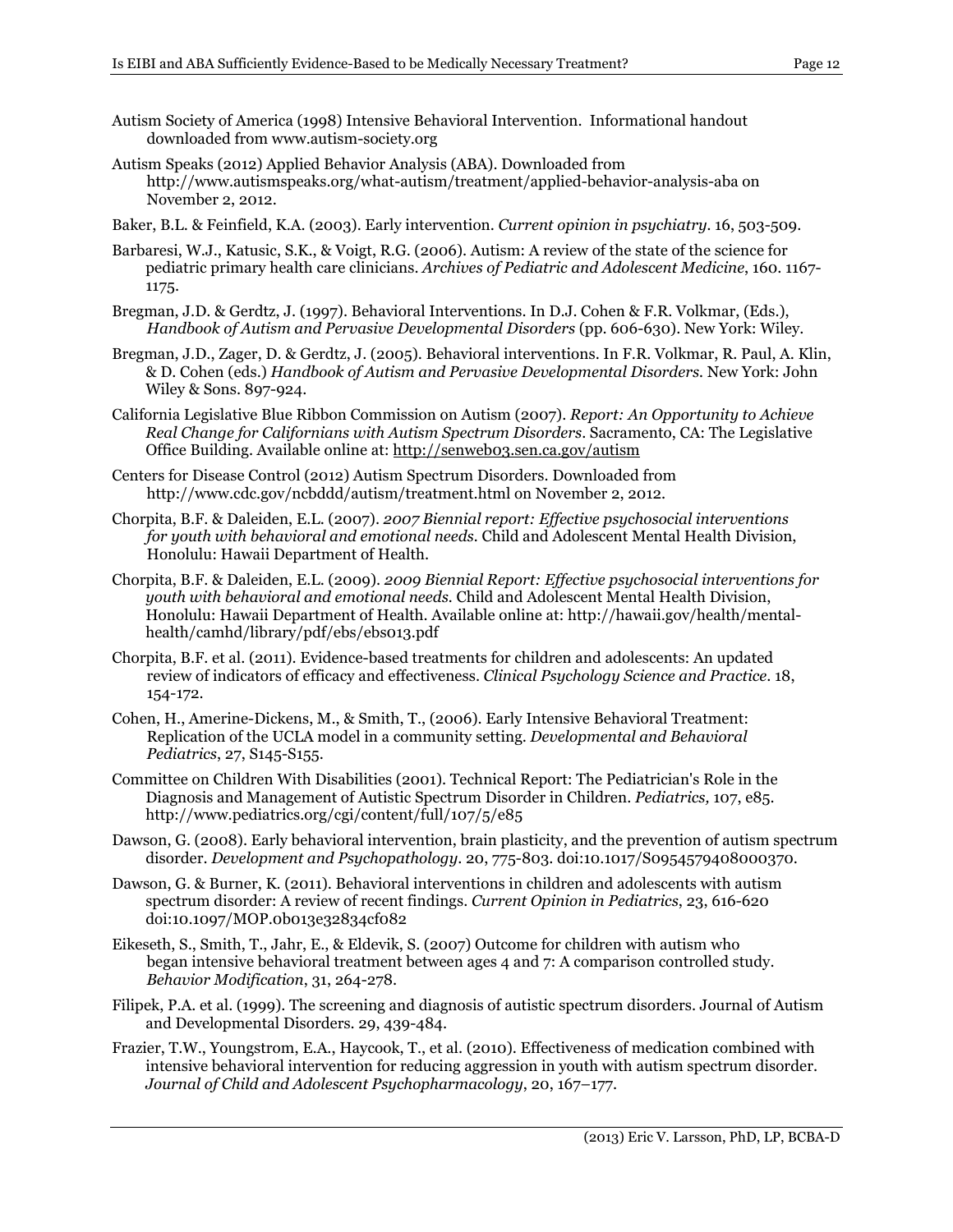Autism Society of America (1998) Intensive Behavioral Intervention. Informational handout downloaded from www.autism-society.org

Autism Speaks (2012) Applied Behavior Analysis (ABA). Downloaded from http://www.autismspeaks.org/what-autism/treatment/applied-behavior-analysis-aba on November 2, 2012.

Baker, B.L. & Feinfield, K.A. (2003). Early intervention. *Current opinion in psychiatry*. 16, 503-509.

Barbaresi, W.J., Katusic, S.K., & Voigt, R.G. (2006). Autism: A review of the state of the science for pediatric primary health care clinicians. *Archives of Pediatric and Adolescent Medicine*, 160. 1167-1175.

Bregman, J.D. & Gerdtz, J. (1997). Behavioral Interventions. In D.J. Cohen & F.R. Volkmar, (Eds.), *Handbook of Autism and Pervasive Developmental Disorders* (pp. 606-630). New York: Wiley.

Bregman, J.D., Zager, D. & Gerdtz, J. (2005). Behavioral interventions. In F.R. Volkmar, R. Paul, A. Klin, & D. Cohen (eds.) *Handbook of Autism and Pervasive Developmental Disorders*. New York: John Wiley & Sons. 897-924.

California Legislative Blue Ribbon Commission on Autism (2007). *Report: An Opportunity to Achieve Real Change for Californians with Autism Spectrum Disorders*. Sacramento, CA: The Legislative Office Building. Available online at: http://senweb03.sen.ca.gov/autism

Centers for Disease Control (2012) Autism Spectrum Disorders. Downloaded from http://www.cdc.gov/ncbddd/autism/treatment.html on November 2, 2012.

Chorpita, B.F. & Daleiden, E.L. (2007). *2007 Biennial report: Effective psychosocial interventions for youth with behavioral and emotional needs*. Child and Adolescent Mental Health Division, Honolulu: Hawaii Department of Health.

Chorpita, B.F. & Daleiden, E.L. (2009). *2009 Biennial Report: Effective psychosocial interventions for youth with behavioral and emotional needs*. Child and Adolescent Mental Health Division, Honolulu: Hawaii Department of Health. Available online at: http://hawaii.gov/health/mental-health/camhd/library/pdf/ebs/ebs013.pdf

Chorpita, B.F. et al. (2011). Evidence-based treatments for children and adolescents: An updated review of indicators of efficacy and effectiveness. *Clinical Psychology Science and Practice*. 18, 154-172.

Cohen, H., Amerine-Dickens, M., & Smith, T., (2006). Early Intensive Behavioral Treatment: Replication of the UCLA model in a community setting. *Developmental and Behavioral Pediatrics*, 27, S145-S155.

Committee on Children With Disabilities (2001). Technical Report: The Pediatrician's Role in the Diagnosis and Management of Autistic Spectrum Disorder in Children. *Pediatrics,* 107, e85. http://www.pediatrics.org/cgi/content/full/107/5/e85

Dawson, G. (2008). Early behavioral intervention, brain plasticity, and the prevention of autism spectrum disorder. *Development and Psychopathology*. 20, 775-803. doi:10.1017/S0954579408000370.

Dawson, G. & Burner, K. (2011). Behavioral interventions in children and adolescents with autism spectrum disorder: A review of recent findings. *Current Opinion in Pediatrics*, 23, 616-620 doi:10.1097/MOP.0b013e32834cf082

Eikeseth, S., Smith, T., Jahr, E., & Eldevik, S. (2007) Outcome for children with autism who began intensive behavioral treatment between ages 4 and 7: A comparison controlled study. *Behavior Modification*, 31, 264-278.

Filipek, P.A. et al. (1999). The screening and diagnosis of autistic spectrum disorders. Journal of Autism and Developmental Disorders. 29, 439-484.

Frazier, T.W., Youngstrom, E.A., Haycook, T., et al. (2010). Effectiveness of medication combined with intensive behavioral intervention for reducing aggression in youth with autism spectrum disorder. *Journal of Child and Adolescent Psychopharmacology*, 20, 167–177.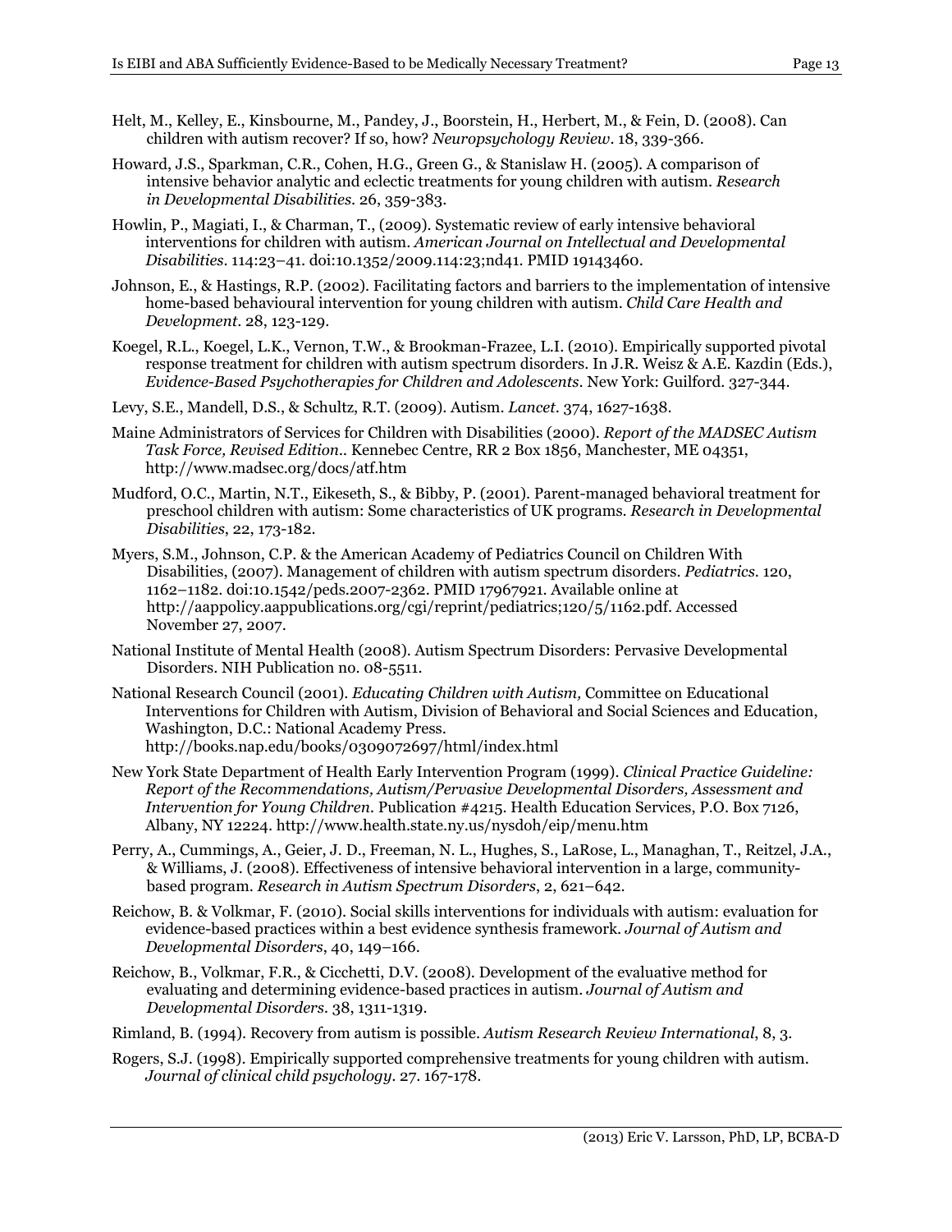Helt, M., Kelley, E., Kinsbourne, M., Pandey, J., Boorstein, H., Herbert, M., & Fein, D. (2008). Can children with autism recover? If so, how? *Neuropsychology Review*. 18, 339-366.

Howard, J.S., Sparkman, C.R., Cohen, H.G., Green G., & Stanislaw H. (2005). A comparison of intensive behavior analytic and eclectic treatments for young children with autism. *Research in Developmental Disabilities*. 26, 359-383.

Howlin, P., Magiati, I., & Charman, T., (2009). Systematic review of early intensive behavioral interventions for children with autism. *American Journal on Intellectual and Developmental Disabilities*. 114:23–41. doi:10.1352/2009.114:23;nd41. PMID 19143460.

Johnson, E., & Hastings, R.P. (2002). Facilitating factors and barriers to the implementation of intensive home-based behavioural intervention for young children with autism. *Child Care Health and Development*. 28, 123-129.

Koegel, R.L., Koegel, L.K., Vernon, T.W., & Brookman-Frazee, L.I. (2010). Empirically supported pivotal response treatment for children with autism spectrum disorders. In J.R. Weisz & A.E. Kazdin (Eds.), *Evidence-Based Psychotherapies for Children and Adolescents*. New York: Guilford. 327-344.

Levy, S.E., Mandell, D.S., & Schultz, R.T. (2009). Autism. *Lancet*. 374, 1627-1638.

Maine Administrators of Services for Children with Disabilities (2000). *Report of the MADSEC Autism Task Force, Revised Edition.*. Kennebec Centre, RR 2 Box 1856, Manchester, ME 04351, http://www.madsec.org/docs/atf.htm

Mudford, O.C., Martin, N.T., Eikeseth, S., & Bibby, P. (2001). Parent-managed behavioral treatment for preschool children with autism: Some characteristics of UK programs. *Research in Developmental Disabilities*, 22, 173-182.

Myers, S.M., Johnson, C.P. & the American Academy of Pediatrics Council on Children With Disabilities, (2007). Management of children with autism spectrum disorders. *Pediatrics*. 120, 1162–1182. doi:10.1542/peds.2007-2362. PMID 17967921. Available online at http://aappolicy.aappublications.org/cgi/reprint/pediatrics;120/5/1162.pdf. Accessed November 27, 2007.

National Institute of Mental Health (2008). Autism Spectrum Disorders: Pervasive Developmental Disorders. NIH Publication no. 08-5511.

National Research Council (2001). *Educating Children with Autism,* Committee on Educational Interventions for Children with Autism, Division of Behavioral and Social Sciences and Education, Washington, D.C.: National Academy Press. http://books.nap.edu/books/0309072697/html/index.html

New York State Department of Health Early Intervention Program (1999). *Clinical Practice Guideline: Report of the Recommendations, Autism/Pervasive Developmental Disorders, Assessment and Intervention for Young Children.* Publication #4215. Health Education Services, P.O. Box 7126, Albany, NY 12224. http://www.health.state.ny.us/nysdoh/eip/menu.htm

Perry, A., Cummings, A., Geier, J. D., Freeman, N. L., Hughes, S., LaRose, L., Managhan, T., Reitzel, J.A., & Williams, J. (2008). Effectiveness of intensive behavioral intervention in a large, community-based program. *Research in Autism Spectrum Disorders*, 2, 621–642.

Reichow, B. & Volkmar, F. (2010). Social skills interventions for individuals with autism: evaluation for evidence-based practices within a best evidence synthesis framework. *Journal of Autism and Developmental Disorders*, 40, 149–166.

Reichow, B., Volkmar, F.R., & Cicchetti, D.V. (2008). Development of the evaluative method for evaluating and determining evidence-based practices in autism. *Journal of Autism and Developmental Disorders*. 38, 1311-1319.

Rimland, B. (1994). Recovery from autism is possible. *Autism Research Review International*, 8, 3.

Rogers, S.J. (1998). Empirically supported comprehensive treatments for young children with autism. *Journal of clinical child psychology*. 27. 167-178.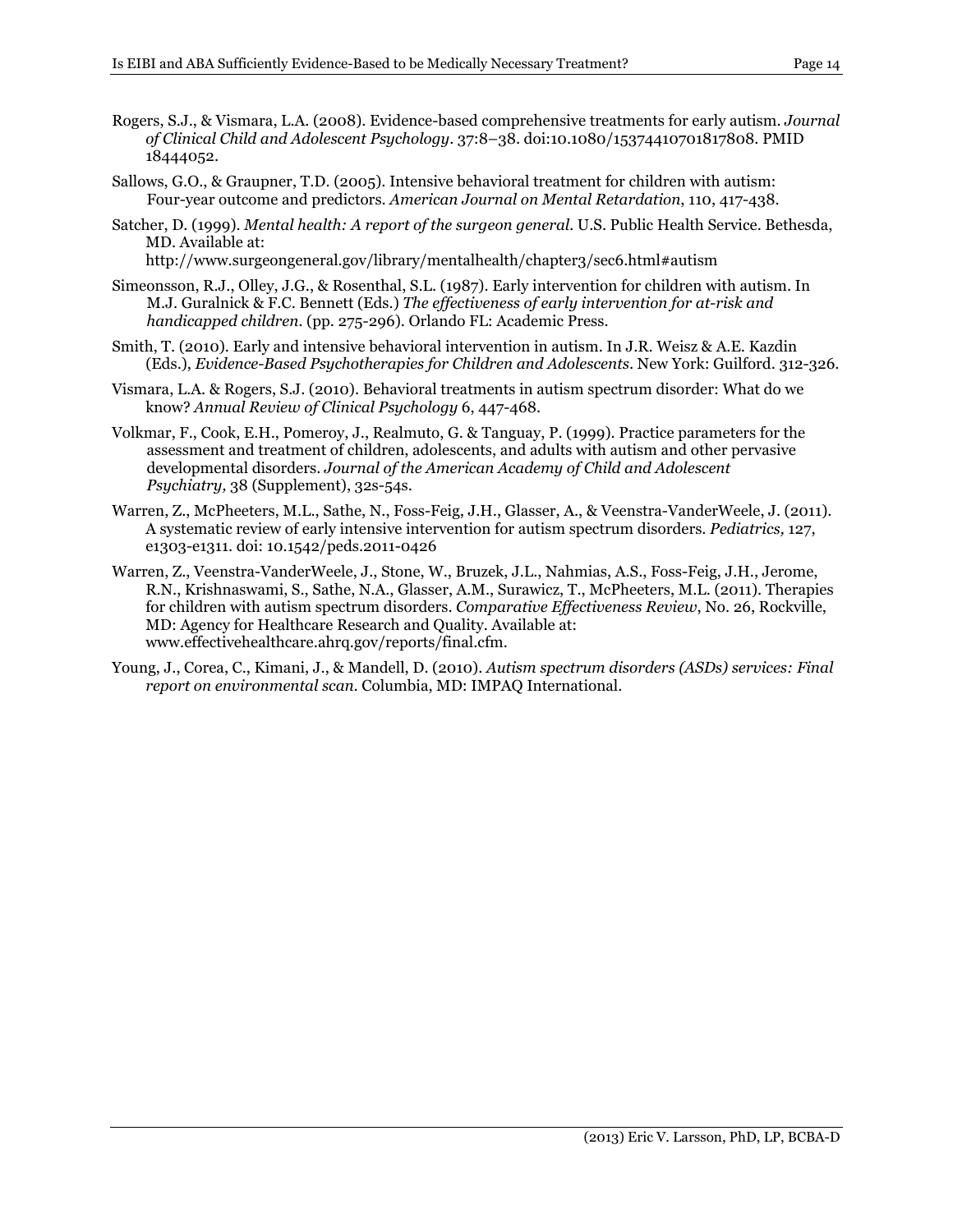Rogers, S.J., & Vismara, L.A. (2008). Evidence-based comprehensive treatments for early autism. *Journal of Clinical Child and Adolescent Psychology*. 37:8–38. doi:10.1080/15374410701817808. PMID 18444052.

Sallows, G.O., & Graupner, T.D. (2005). Intensive behavioral treatment for children with autism: Four-year outcome and predictors. *American Journal on Mental Retardation*, 110, 417-438.

Satcher, D. (1999). *Mental health: A report of the surgeon general*. U.S. Public Health Service. Bethesda, MD. Available at: http://www.surgeongeneral.gov/library/mentalhealth/chapter3/sec6.html#autism

Simeonsson, R.J., Olley, J.G., & Rosenthal, S.L. (1987). Early intervention for children with autism. In M.J. Guralnick & F.C. Bennett (Eds.) *The effectiveness of early intervention for at-risk and handicapped children*. (pp. 275-296). Orlando FL: Academic Press.

Smith, T. (2010). Early and intensive behavioral intervention in autism. In J.R. Weisz & A.E. Kazdin (Eds.), *Evidence-Based Psychotherapies for Children and Adolescents*. New York: Guilford. 312-326.

Vismara, L.A. & Rogers, S.J. (2010). Behavioral treatments in autism spectrum disorder: What do we know? *Annual Review of Clinical Psychology* 6, 447-468.

Volkmar, F., Cook, E.H., Pomeroy, J., Realmuto, G. & Tanguay, P. (1999). Practice parameters for the assessment and treatment of children, adolescents, and adults with autism and other pervasive developmental disorders. *Journal of the American Academy of Child and Adolescent Psychiatry,* 38 (Supplement), 32s-54s.

Warren, Z., McPheeters, M.L., Sathe, N., Foss-Feig, J.H., Glasser, A., & Veenstra-VanderWeele, J. (2011). A systematic review of early intensive intervention for autism spectrum disorders. *Pediatrics,* 127, e1303-e1311. doi: 10.1542/peds.2011-0426

Warren, Z., Veenstra-VanderWeele, J., Stone, W., Bruzek, J.L., Nahmias, A.S., Foss-Feig, J.H., Jerome, R.N., Krishnaswami, S., Sathe, N.A., Glasser, A.M., Surawicz, T., McPheeters, M.L. (2011). Therapies for children with autism spectrum disorders. *Comparative Effectiveness Review*, No. 26, Rockville, MD: Agency for Healthcare Research and Quality. Available at: www.effectivehealthcare.ahrq.gov/reports/final.cfm.

Young, J., Corea, C., Kimani, J., & Mandell, D. (2010). *Autism spectrum disorders (ASDs) services: Final report on environmental scan*. Columbia, MD: IMPAQ International.